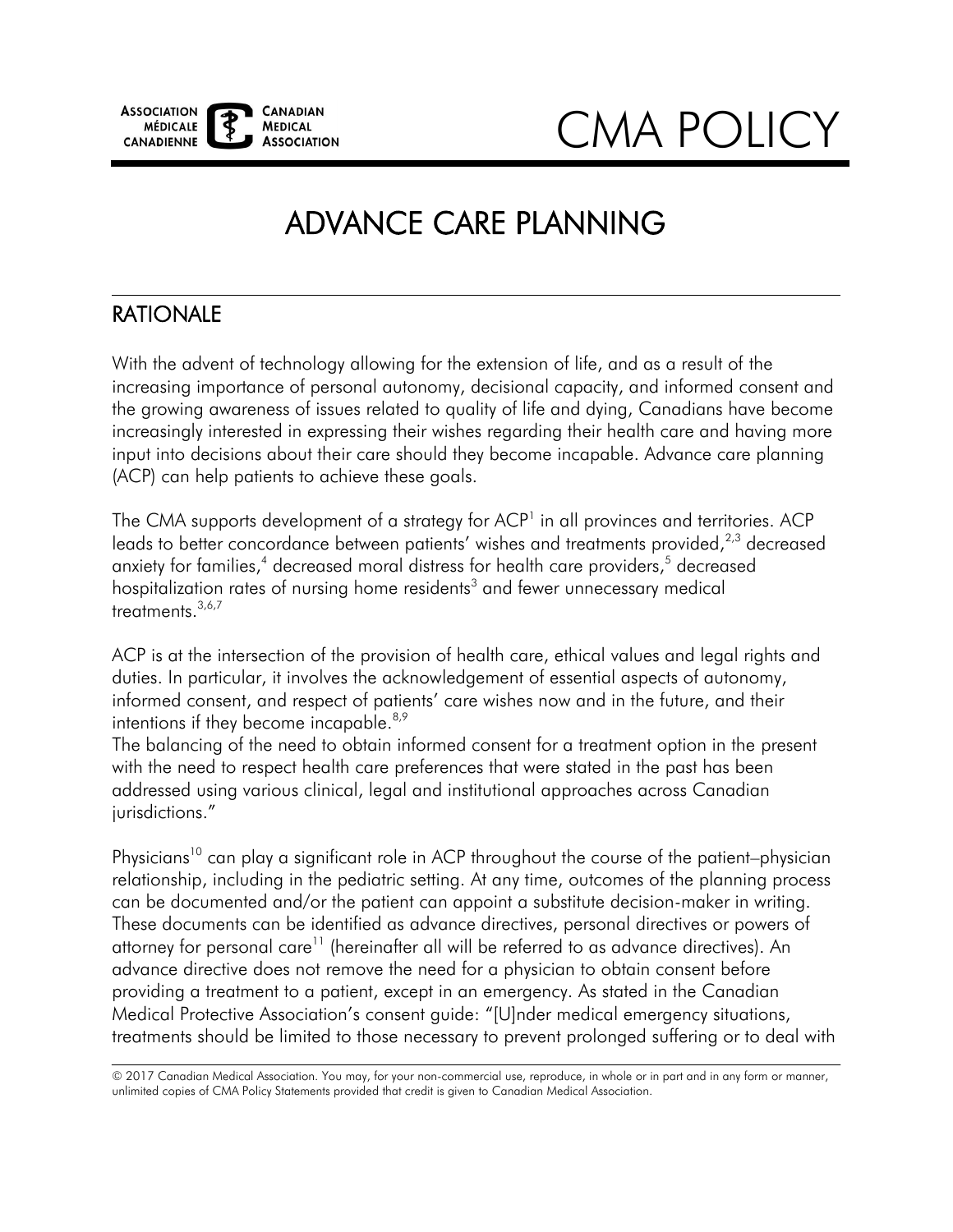# CMA POLICY

# ADVANCE CARE PLANNING

## RATIONALE

With the advent of technology allowing for the extension of life, and as a result of the increasing importance of personal autonomy, decisional capacity, and informed consent and the growing awareness of issues related to quality of life and dying, Canadians have become increasingly interested in expressing their wishes regarding their health care and having more input into decisions about their care should they become incapable. Advance care planning (ACP) can help patients to achieve these goals.

The CMA supports development of a strategy for ACP[1] in all provinces and territories. ACP leads to better concordance between patients' wishes and treatments provided,[2,3] decreased anxiety for families,[4] decreased moral distress for health care providers,[5] decreased hospitalization rates of nursing home residents[3] and fewer unnecessary medical treatments.[3,6,7]

ACP is at the intersection of the provision of health care, ethical values and legal rights and duties. In particular, it involves the acknowledgement of essential aspects of autonomy, informed consent, and respect of patients' care wishes now and in the future, and their intentions if they become incapable.[8,9]
The balancing of the need to obtain informed consent for a treatment option in the present with the need to respect health care preferences that were stated in the past has been addressed using various clinical, legal and institutional approaches across Canadian jurisdictions."

Physicians[10] can play a significant role in ACP throughout the course of the patient–physician relationship, including in the pediatric setting. At any time, outcomes of the planning process can be documented and/or the patient can appoint a substitute decision-maker in writing. These documents can be identified as advance directives, personal directives or powers of attorney for personal care[11] (hereinafter all will be referred to as advance directives). An advance directive does not remove the need for a physician to obtain consent before providing a treatment to a patient, except in an emergency. As stated in the Canadian Medical Protective Association's consent guide: "[U]nder medical emergency situations, treatments should be limited to those necessary to prevent prolonged suffering or to deal with

© 2017 Canadian Medical Association. You may, for your non-commercial use, reproduce, in whole or in part and in any form or manner, unlimited copies of CMA Policy Statements provided that credit is given to Canadian Medical Association.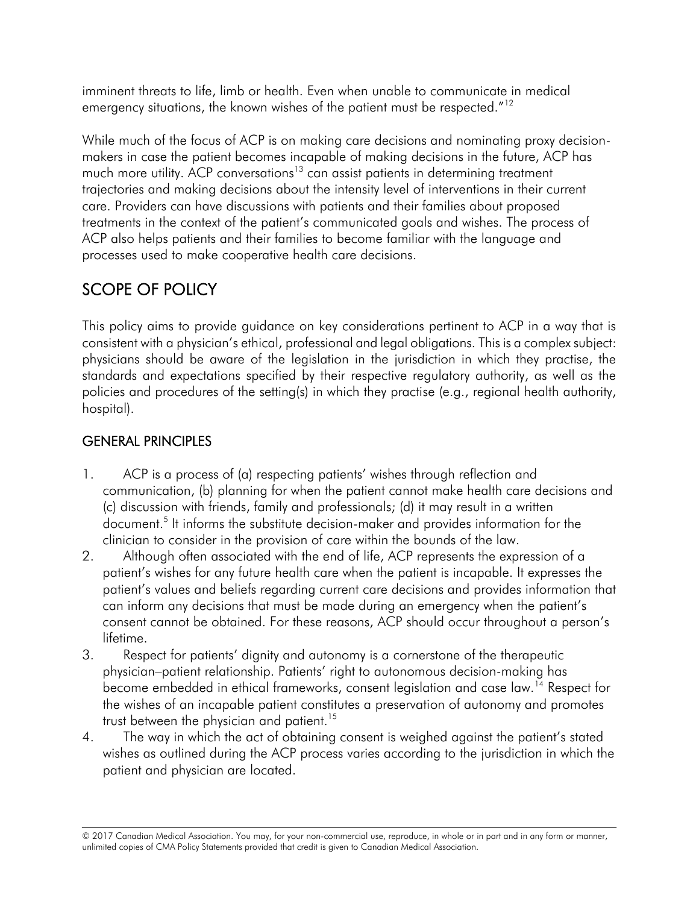imminent threats to life, limb or health. Even when unable to communicate in medical emergency situations, the known wishes of the patient must be respected."[12]

While much of the focus of ACP is on making care decisions and nominating proxy decision-makers in case the patient becomes incapable of making decisions in the future, ACP has much more utility. ACP conversations[13] can assist patients in determining treatment trajectories and making decisions about the intensity level of interventions in their current care. Providers can have discussions with patients and their families about proposed treatments in the context of the patient's communicated goals and wishes. The process of ACP also helps patients and their families to become familiar with the language and processes used to make cooperative health care decisions.

## SCOPE OF POLICY

This policy aims to provide guidance on key considerations pertinent to ACP in a way that is consistent with a physician's ethical, professional and legal obligations. This is a complex subject: physicians should be aware of the legislation in the jurisdiction in which they practise, the standards and expectations specified by their respective regulatory authority, as well as the policies and procedures of the setting(s) in which they practise (e.g., regional health authority, hospital).

### GENERAL PRINCIPLES

1. ACP is a process of (a) respecting patients' wishes through reflection and communication, (b) planning for when the patient cannot make health care decisions and (c) discussion with friends, family and professionals; (d) it may result in a written document.[5] It informs the substitute decision-maker and provides information for the clinician to consider in the provision of care within the bounds of the law.
2. Although often associated with the end of life, ACP represents the expression of a patient's wishes for any future health care when the patient is incapable. It expresses the patient's values and beliefs regarding current care decisions and provides information that can inform any decisions that must be made during an emergency when the patient's consent cannot be obtained. For these reasons, ACP should occur throughout a person's lifetime.
3. Respect for patients' dignity and autonomy is a cornerstone of the therapeutic physician–patient relationship. Patients' right to autonomous decision-making has become embedded in ethical frameworks, consent legislation and case law.[14] Respect for the wishes of an incapable patient constitutes a preservation of autonomy and promotes trust between the physician and patient.[15]
4. The way in which the act of obtaining consent is weighed against the patient's stated wishes as outlined during the ACP process varies according to the jurisdiction in which the patient and physician are located.

© 2017 Canadian Medical Association. You may, for your non-commercial use, reproduce, in whole or in part and in any form or manner, unlimited copies of CMA Policy Statements provided that credit is given to Canadian Medical Association.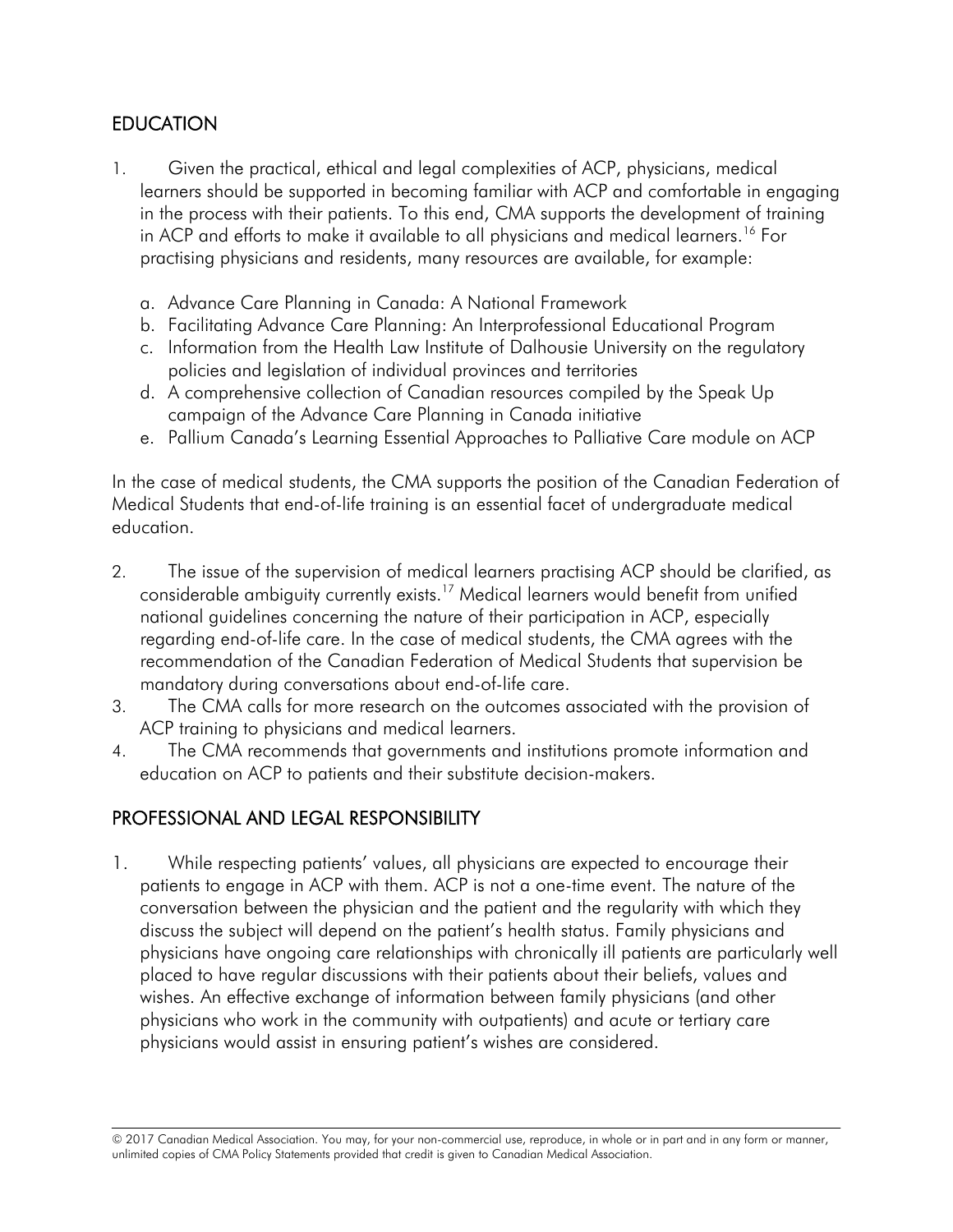## EDUCATION

1. Given the practical, ethical and legal complexities of ACP, physicians, medical learners should be supported in becoming familiar with ACP and comfortable in engaging in the process with their patients. To this end, CMA supports the development of training in ACP and efforts to make it available to all physicians and medical learners.[16] For practising physicians and residents, many resources are available, for example:

   a. Advance Care Planning in Canada: A National Framework
   b. Facilitating Advance Care Planning: An Interprofessional Educational Program
   c. Information from the Health Law Institute of Dalhousie University on the regulatory policies and legislation of individual provinces and territories
   d. A comprehensive collection of Canadian resources compiled by the Speak Up campaign of the Advance Care Planning in Canada initiative
   e. Pallium Canada's Learning Essential Approaches to Palliative Care module on ACP

In the case of medical students, the CMA supports the position of the Canadian Federation of Medical Students that end-of-life training is an essential facet of undergraduate medical education.

2. The issue of the supervision of medical learners practising ACP should be clarified, as considerable ambiguity currently exists.[17] Medical learners would benefit from unified national guidelines concerning the nature of their participation in ACP, especially regarding end-of-life care. In the case of medical students, the CMA agrees with the recommendation of the Canadian Federation of Medical Students that supervision be mandatory during conversations about end-of-life care.
3. The CMA calls for more research on the outcomes associated with the provision of ACP training to physicians and medical learners.
4. The CMA recommends that governments and institutions promote information and education on ACP to patients and their substitute decision-makers.

## PROFESSIONAL AND LEGAL RESPONSIBILITY

1. While respecting patients' values, all physicians are expected to encourage their patients to engage in ACP with them. ACP is not a one-time event. The nature of the conversation between the physician and the patient and the regularity with which they discuss the subject will depend on the patient's health status. Family physicians and physicians have ongoing care relationships with chronically ill patients are particularly well placed to have regular discussions with their patients about their beliefs, values and wishes. An effective exchange of information between family physicians (and other physicians who work in the community with outpatients) and acute or tertiary care physicians would assist in ensuring patient's wishes are considered.

© 2017 Canadian Medical Association. You may, for your non-commercial use, reproduce, in whole or in part and in any form or manner, unlimited copies of CMA Policy Statements provided that credit is given to Canadian Medical Association.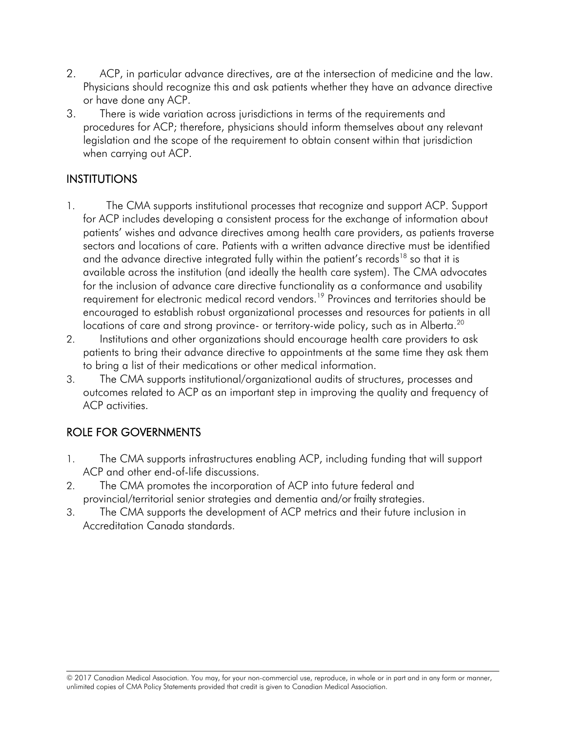2. ACP, in particular advance directives, are at the intersection of medicine and the law. Physicians should recognize this and ask patients whether they have an advance directive or have done any ACP.
3. There is wide variation across jurisdictions in terms of the requirements and procedures for ACP; therefore, physicians should inform themselves about any relevant legislation and the scope of the requirement to obtain consent within that jurisdiction when carrying out ACP.

## INSTITUTIONS

1. The CMA supports institutional processes that recognize and support ACP. Support for ACP includes developing a consistent process for the exchange of information about patients' wishes and advance directives among health care providers, as patients traverse sectors and locations of care. Patients with a written advance directive must be identified and the advance directive integrated fully within the patient's records[18] so that it is available across the institution (and ideally the health care system). The CMA advocates for the inclusion of advance care directive functionality as a conformance and usability requirement for electronic medical record vendors.[19] Provinces and territories should be encouraged to establish robust organizational processes and resources for patients in all locations of care and strong province- or territory-wide policy, such as in Alberta.[20]
2. Institutions and other organizations should encourage health care providers to ask patients to bring their advance directive to appointments at the same time they ask them to bring a list of their medications or other medical information.
3. The CMA supports institutional/organizational audits of structures, processes and outcomes related to ACP as an important step in improving the quality and frequency of ACP activities.

## ROLE FOR GOVERNMENTS

1. The CMA supports infrastructures enabling ACP, including funding that will support ACP and other end-of-life discussions.
2. The CMA promotes the incorporation of ACP into future federal and provincial/territorial senior strategies and dementia and/or frailty strategies.
3. The CMA supports the development of ACP metrics and their future inclusion in Accreditation Canada standards.

© 2017 Canadian Medical Association. You may, for your non-commercial use, reproduce, in whole or in part and in any form or manner, unlimited copies of CMA Policy Statements provided that credit is given to Canadian Medical Association.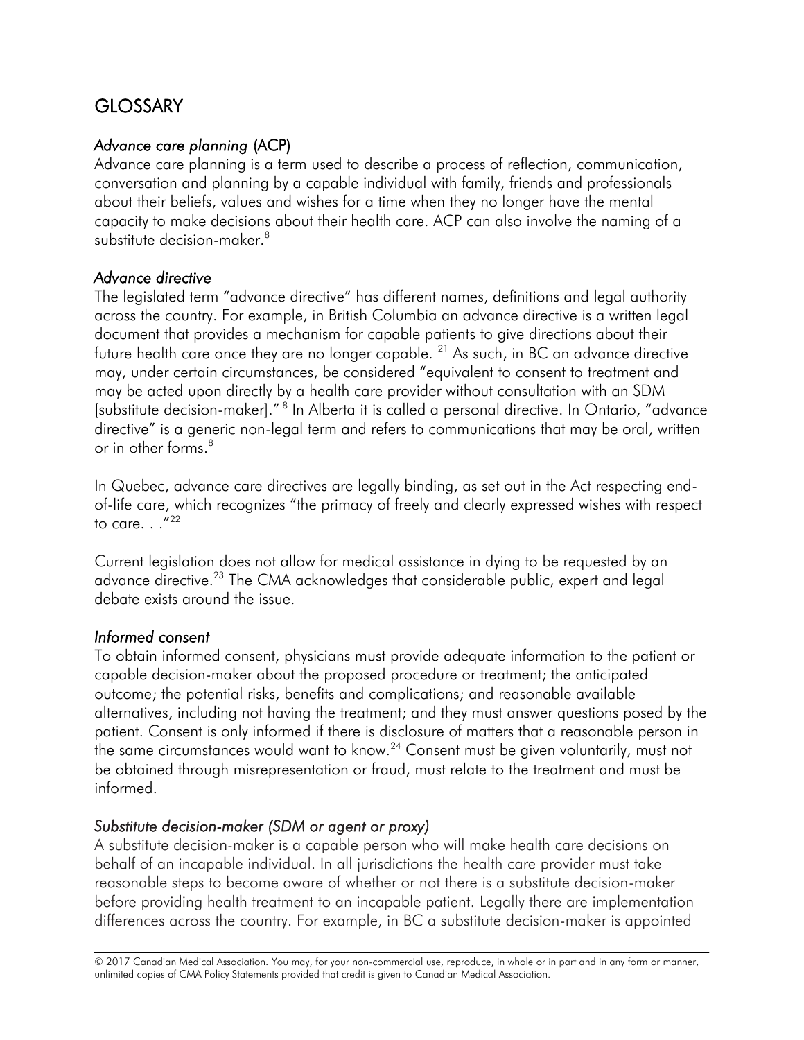## GLOSSARY

### *Advance care planning* (ACP)

Advance care planning is a term used to describe a process of reflection, communication, conversation and planning by a capable individual with family, friends and professionals about their beliefs, values and wishes for a time when they no longer have the mental capacity to make decisions about their health care. ACP can also involve the naming of a substitute decision-maker.[8]

### *Advance directive*

The legislated term "advance directive" has different names, definitions and legal authority across the country. For example, in British Columbia an advance directive is a written legal document that provides a mechanism for capable patients to give directions about their future health care once they are no longer capable. [21] As such, in BC an advance directive may, under certain circumstances, be considered "equivalent to consent to treatment and may be acted upon directly by a health care provider without consultation with an SDM [substitute decision-maker]." [8] In Alberta it is called a personal directive. In Ontario, "advance directive" is a generic non-legal term and refers to communications that may be oral, written or in other forms.[8]

In Quebec, advance care directives are legally binding, as set out in the Act respecting end-of-life care, which recognizes "the primacy of freely and clearly expressed wishes with respect to care. . ."[22]

Current legislation does not allow for medical assistance in dying to be requested by an advance directive.[23] The CMA acknowledges that considerable public, expert and legal debate exists around the issue.

### *Informed consent*

To obtain informed consent, physicians must provide adequate information to the patient or capable decision-maker about the proposed procedure or treatment; the anticipated outcome; the potential risks, benefits and complications; and reasonable available alternatives, including not having the treatment; and they must answer questions posed by the patient. Consent is only informed if there is disclosure of matters that a reasonable person in the same circumstances would want to know.[24] Consent must be given voluntarily, must not be obtained through misrepresentation or fraud, must relate to the treatment and must be informed.

### *Substitute decision-maker (SDM or agent or proxy)*

A substitute decision-maker is a capable person who will make health care decisions on behalf of an incapable individual. In all jurisdictions the health care provider must take reasonable steps to become aware of whether or not there is a substitute decision-maker before providing health treatment to an incapable patient. Legally there are implementation differences across the country. For example, in BC a substitute decision-maker is appointed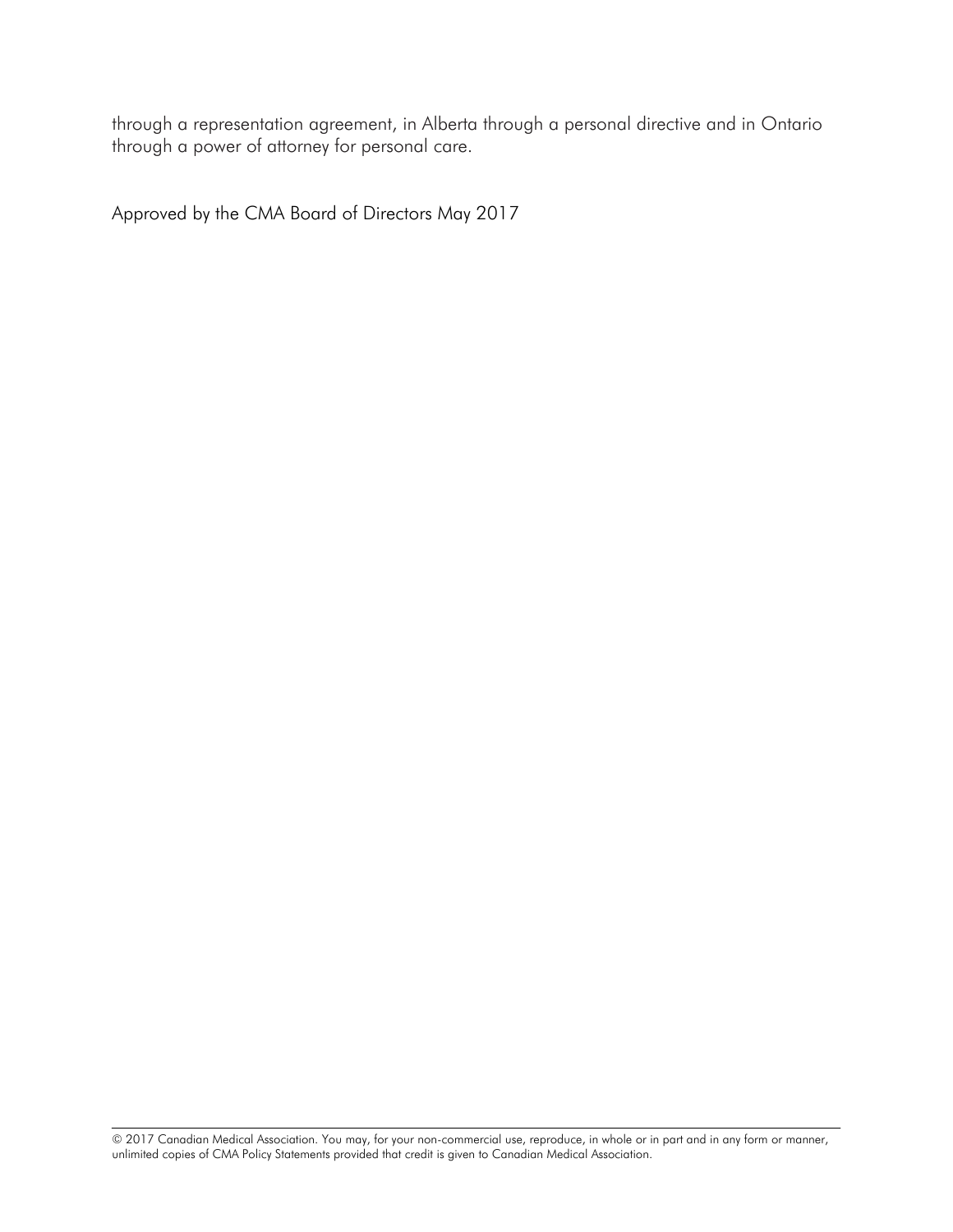through a representation agreement, in Alberta through a personal directive and in Ontario through a power of attorney for personal care.

Approved by the CMA Board of Directors May 2017

© 2017 Canadian Medical Association. You may, for your non-commercial use, reproduce, in whole or in part and in any form or manner, unlimited copies of CMA Policy Statements provided that credit is given to Canadian Medical Association.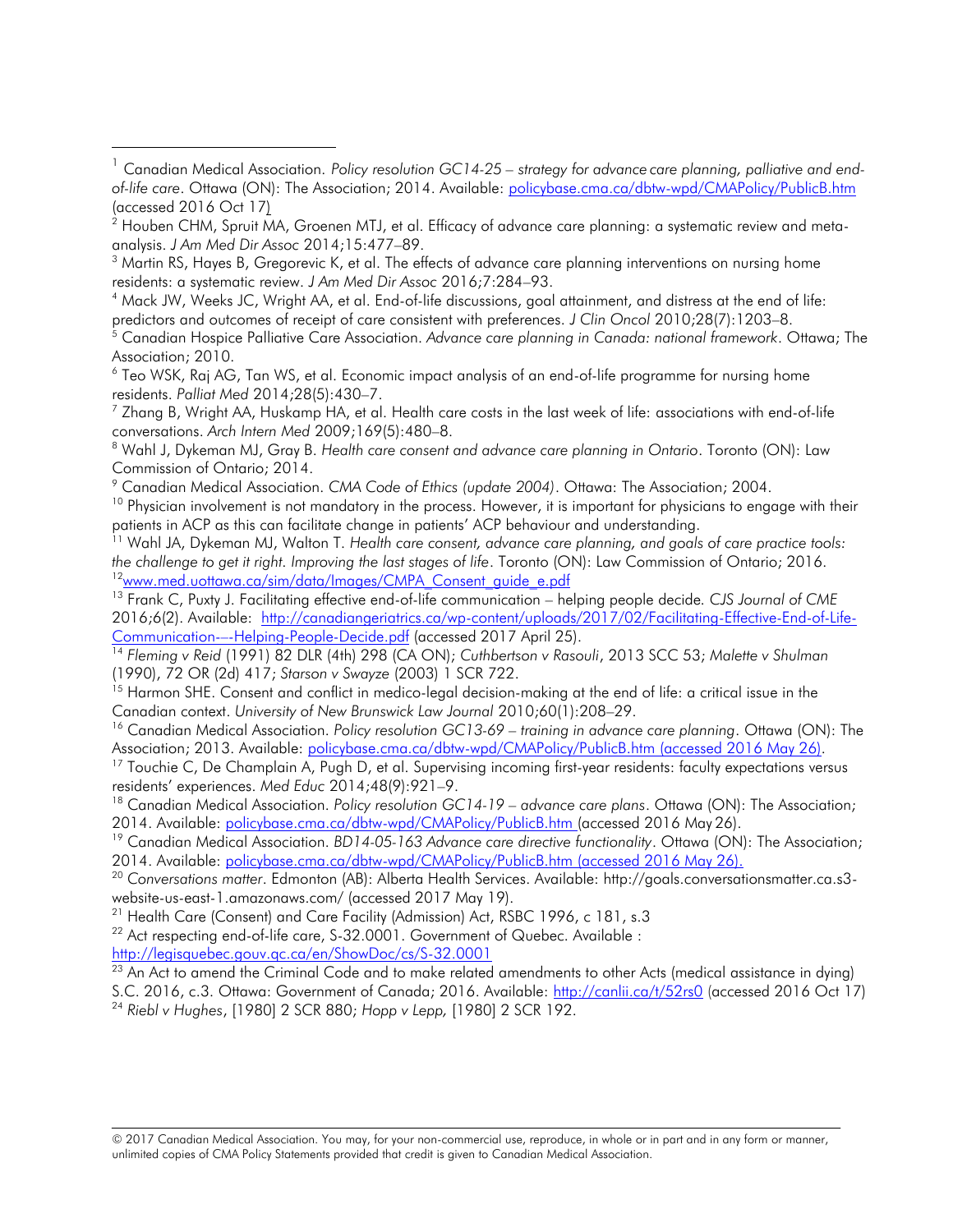[1] Canadian Medical Association. *Policy resolution GC14-25 – strategy for advance care planning, palliative and end-of-life care*. Ottawa (ON): The Association; 2014. Available: policybase.cma.ca/dbtw-wpd/CMAPolicy/PublicB.htm (accessed 2016 Oct 17)

[2] Houben CHM, Spruit MA, Groenen MTJ, et al. Efficacy of advance care planning: a systematic review and meta-analysis. *J Am Med Dir Assoc* 2014;15:477–89.

[3] Martin RS, Hayes B, Gregorevic K, et al. The effects of advance care planning interventions on nursing home residents: a systematic review. *J Am Med Dir Assoc* 2016;7:284–93.

[4] Mack JW, Weeks JC, Wright AA, et al. End-of-life discussions, goal attainment, and distress at the end of life: predictors and outcomes of receipt of care consistent with preferences. *J Clin Oncol* 2010;28(7):1203–8.

[5] Canadian Hospice Palliative Care Association. *Advance care planning in Canada: national framework*. Ottawa; The Association; 2010.

[6] Teo WSK, Raj AG, Tan WS, et al. Economic impact analysis of an end-of-life programme for nursing home residents. *Palliat Med* 2014;28(5):430–7.

[7] Zhang B, Wright AA, Huskamp HA, et al. Health care costs in the last week of life: associations with end-of-life conversations. *Arch Intern Med* 2009;169(5):480–8.

[8] Wahl J, Dykeman MJ, Gray B. *Health care consent and advance care planning in Ontario*. Toronto (ON): Law Commission of Ontario; 2014.

[9] Canadian Medical Association. *CMA Code of Ethics (update 2004)*. Ottawa: The Association; 2004.

[10] Physician involvement is not mandatory in the process. However, it is important for physicians to engage with their patients in ACP as this can facilitate change in patients' ACP behaviour and understanding.

[11] Wahl JA, Dykeman MJ, Walton T. *Health care consent, advance care planning, and goals of care practice tools: the challenge to get it right. Improving the last stages of life*. Toronto (ON): Law Commission of Ontario; 2016.

[12] www.med.uottawa.ca/sim/data/Images/CMPA_Consent_guide_e.pdf

[13] Frank C, Puxty J. Facilitating effective end-of-life communication – helping people decide. *CJS Journal of CME* 2016;6(2). Available: http://canadiangeriatrics.ca/wp-content/uploads/2017/02/Facilitating-Effective-End-of-Life-Communication-–-Helping-People-Decide.pdf (accessed 2017 April 25).

[14] *Fleming v Reid* (1991) 82 DLR (4th) 298 (CA ON); *Cuthbertson v Rasouli*, 2013 SCC 53; *Malette v Shulman* (1990), 72 OR (2d) 417; *Starson v Swayze* (2003) 1 SCR 722.

[15] Harmon SHE. Consent and conflict in medico-legal decision-making at the end of life: a critical issue in the Canadian context. *University of New Brunswick Law Journal* 2010;60(1):208–29.

[16] Canadian Medical Association. *Policy resolution GC13-69 – training in advance care planning*. Ottawa (ON): The Association; 2013. Available: policybase.cma.ca/dbtw-wpd/CMAPolicy/PublicB.htm (accessed 2016 May 26).

[17] Touchie C, De Champlain A, Pugh D, et al. Supervising incoming first-year residents: faculty expectations versus residents' experiences. *Med Educ* 2014;48(9):921–9.

[18] Canadian Medical Association. *Policy resolution GC14-19 – advance care plans*. Ottawa (ON): The Association; 2014. Available: policybase.cma.ca/dbtw-wpd/CMAPolicy/PublicB.htm (accessed 2016 May 26).

[19] Canadian Medical Association. *BD14-05-163 Advance care directive functionality*. Ottawa (ON): The Association; 2014. Available: policybase.cma.ca/dbtw-wpd/CMAPolicy/PublicB.htm (accessed 2016 May 26).

[20] *Conversations matter*. Edmonton (AB): Alberta Health Services. Available: http://goals.conversationsmatter.ca.s3-website-us-east-1.amazonaws.com/ (accessed 2017 May 19).

[21] Health Care (Consent) and Care Facility (Admission) Act, RSBC 1996, c 181, s.3

[22] Act respecting end-of-life care, S-32.0001. Government of Quebec. Available : http://legisquebec.gouv.qc.ca/en/ShowDoc/cs/S-32.0001

[23] An Act to amend the Criminal Code and to make related amendments to other Acts (medical assistance in dying) S.C. 2016, c.3. Ottawa: Government of Canada; 2016. Available: http://canlii.ca/t/52rs0 (accessed 2016 Oct 17)

[24] *Riebl v Hughes*, [1980] 2 SCR 880; *Hopp v Lepp,* [1980] 2 SCR 192.

© 2017 Canadian Medical Association. You may, for your non-commercial use, reproduce, in whole or in part and in any form or manner, unlimited copies of CMA Policy Statements provided that credit is given to Canadian Medical Association.